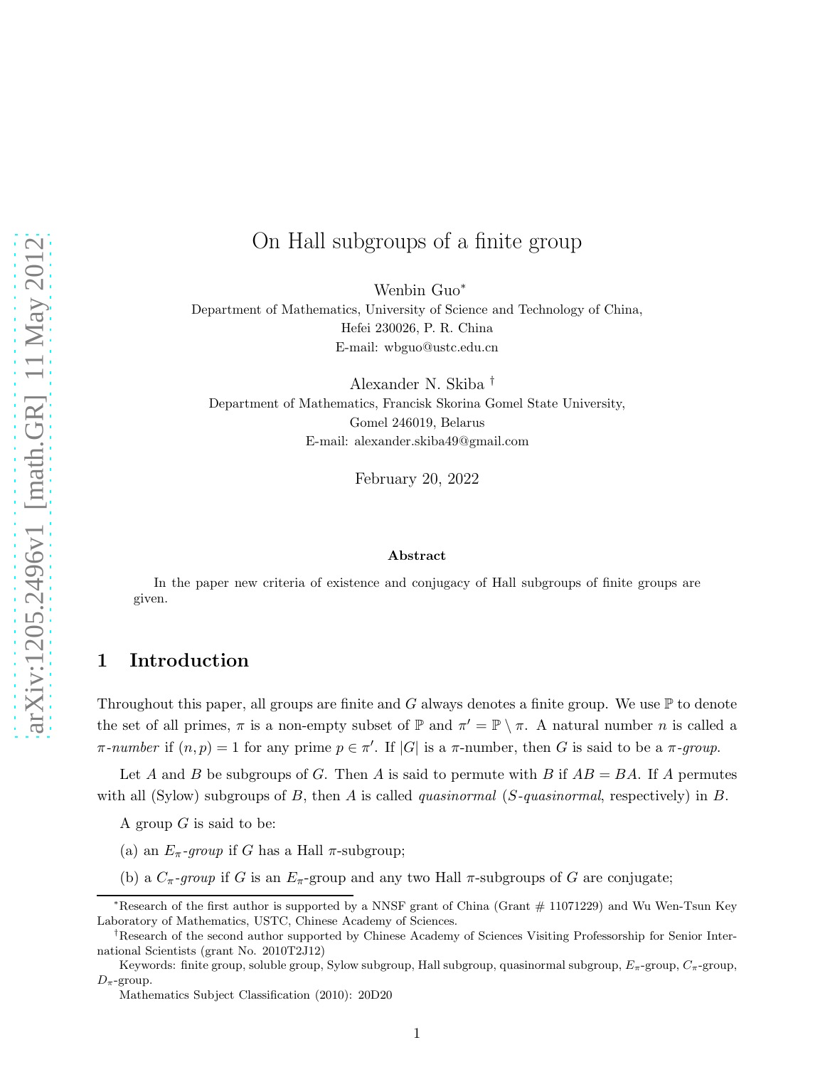# On Hall subgroups of a finite group

Wenbin Guo[*]
Department of Mathematics, University of Science and Technology of China,
Hefei 230026, P. R. China
E-mail: wbguo@ustc.edu.cn

Alexander N. Skiba[†]
Department of Mathematics, Francisk Skorina Gomel State University,
Gomel 246019, Belarus
E-mail: alexander.skiba49@gmail.com

February 20, 2022

**Abstract**

In the paper new criteria of existence and conjugacy of Hall subgroups of finite groups are given.

## 1 Introduction

Throughout this paper, all groups are finite and $G$ always denotes a finite group. We use $\mathbb{P}$ to denote the set of all primes, $\pi$ is a non-empty subset of $\mathbb{P}$ and $\pi' = \mathbb{P} \setminus \pi$. A natural number $n$ is called a *$\pi$-number* if $(n, p) = 1$ for any prime $p \in \pi'$. If $|G|$ is a $\pi$-number, then $G$ is said to be a *$\pi$-group*.

Let $A$ and $B$ be subgroups of $G$. Then $A$ is said to permute with $B$ if $AB = BA$. If $A$ permutes with all (Sylow) subgroups of $B$, then $A$ is called *quasinormal* (*S-quasinormal*, respectively) in $B$.

A group $G$ is said to be:

(a) an *$E_\pi$-group* if $G$ has a Hall $\pi$-subgroup;

(b) a *$C_\pi$-group* if $G$ is an $E_\pi$-group and any two Hall $\pi$-subgroups of $G$ are conjugate;

---

[*]Research of the first author is supported by a NNSF grant of China (Grant # 11071229) and Wu Wen-Tsun Key Laboratory of Mathematics, USTC, Chinese Academy of Sciences.

[†]Research of the second author supported by Chinese Academy of Sciences Visiting Professorship for Senior International Scientists (grant No. 2010T2J12)

Keywords: finite group, soluble group, Sylow subgroup, Hall subgroup, quasinormal subgroup, $E_\pi$-group, $C_\pi$-group, $D_\pi$-group.

Mathematics Subject Classification (2010): 20D20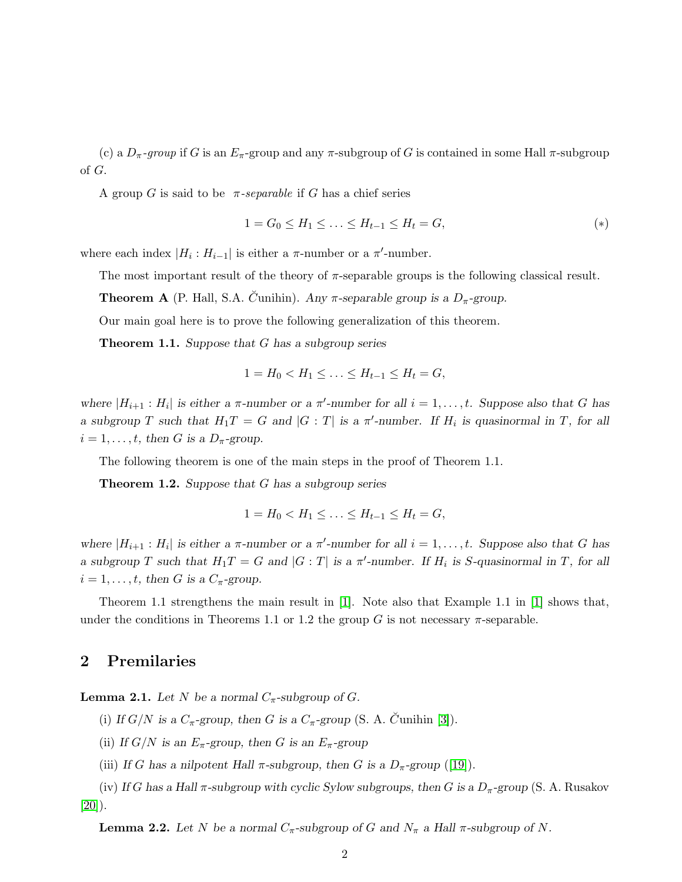(c) a $D_\pi$-*group* if $G$ is an $E_\pi$-group and any $\pi$-subgroup of $G$ is contained in some Hall $\pi$-subgroup of $G$.

A group $G$ is said to be *$\pi$-separable* if $G$ has a chief series

$$1 = G_0 \leq H_1 \leq \ldots \leq H_{t-1} \leq H_t = G, \tag{$*$}$$

where each index $|H_i : H_{i-1}|$ is either a $\pi$-number or a $\pi'$-number.

The most important result of the theory of $\pi$-separable groups is the following classical result.

**Theorem A** (P. Hall, S.A. Čunihin). *Any $\pi$-separable group is a $D_\pi$-group.*

Our main goal here is to prove the following generalization of this theorem.

**Theorem 1.1.** *Suppose that $G$ has a subgroup series*

$$1 = H_0 < H_1 \leq \ldots \leq H_{t-1} \leq H_t = G,$$

*where $|H_{i+1} : H_i|$ is either a $\pi$-number or a $\pi'$-number for all $i = 1, \ldots, t$. Suppose also that $G$ has a subgroup $T$ such that $H_1T = G$ and $|G : T|$ is a $\pi'$-number. If $H_i$ is quasinormal in $T$, for all $i = 1, \ldots, t$, then $G$ is a $D_\pi$-group.*

The following theorem is one of the main steps in the proof of Theorem 1.1.

**Theorem 1.2.** *Suppose that $G$ has a subgroup series*

$$1 = H_0 < H_1 \leq \ldots \leq H_{t-1} \leq H_t = G,$$

*where $|H_{i+1} : H_i|$ is either a $\pi$-number or a $\pi'$-number for all $i = 1, \ldots, t$. Suppose also that $G$ has a subgroup $T$ such that $H_1T = G$ and $|G : T|$ is a $\pi'$-number. If $H_i$ is S-quasinormal in $T$, for all $i = 1, \ldots, t$, then $G$ is a $C_\pi$-group.*

Theorem 1.1 strengthens the main result in [1]. Note also that Example 1.1 in [1] shows that, under the conditions in Theorems 1.1 or 1.2 the group $G$ is not necessary $\pi$-separable.

## 2 Premilaries

**Lemma 2.1.** *Let $N$ be a normal $C_\pi$-subgroup of $G$.*

(i) *If $G/N$ is a $C_\pi$-group, then $G$ is a $C_\pi$-group* (S. A. Čunihin [3]).

(ii) *If $G/N$ is an $E_\pi$-group, then $G$ is an $E_\pi$-group*

(iii) *If $G$ has a nilpotent Hall $\pi$-subgroup, then $G$ is a $D_\pi$-group* ([19]).

(iv) *If $G$ has a Hall $\pi$-subgroup with cyclic Sylow subgroups, then $G$ is a $D_\pi$-group* (S. A. Rusakov [20]).

**Lemma 2.2.** *Let $N$ be a normal $C_\pi$-subgroup of $G$ and $N_\pi$ a Hall $\pi$-subgroup of $N$.*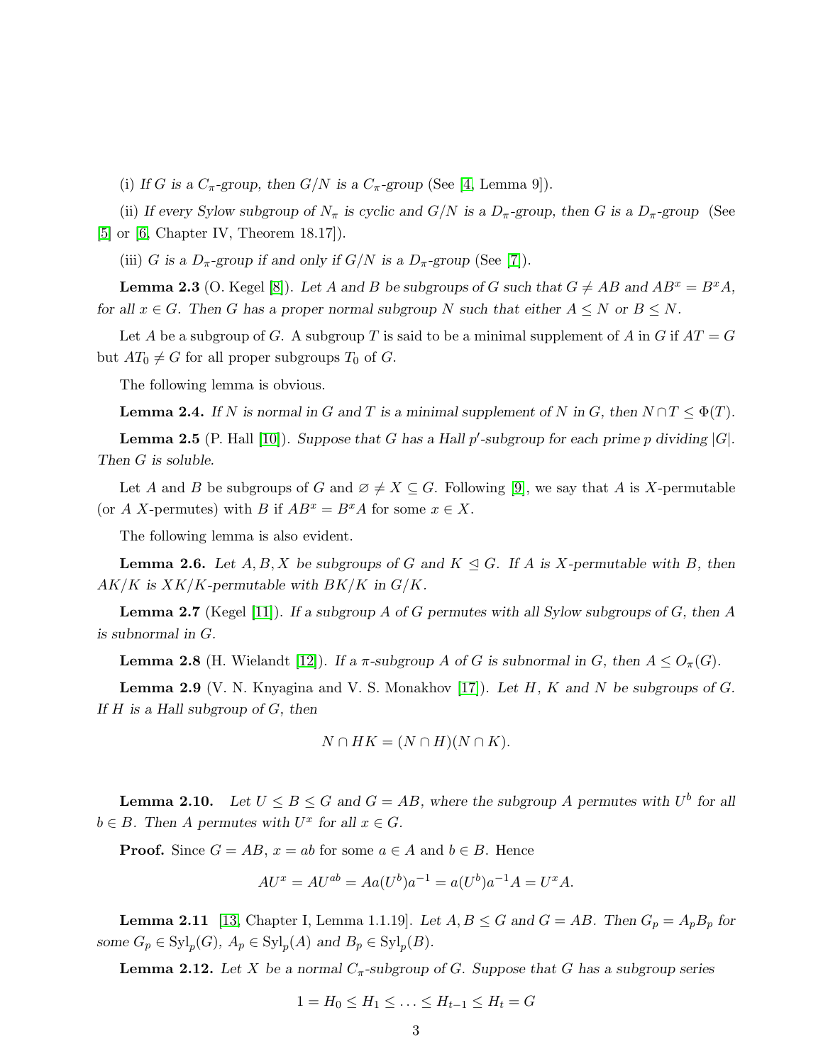(i) *If $G$ is a $C_\pi$-group, then $G/N$ is a $C_\pi$-group* (See [4, Lemma 9]).

(ii) *If every Sylow subgroup of $N_\pi$ is cyclic and $G/N$ is a $D_\pi$-group, then $G$ is a $D_\pi$-group* (See [5] or [6, Chapter IV, Theorem 18.17]).

(iii) *$G$ is a $D_\pi$-group if and only if $G/N$ is a $D_\pi$-group* (See [7]).

**Lemma 2.3** (O. Kegel [8]). *Let $A$ and $B$ be subgroups of $G$ such that $G \neq AB$ and $AB^x = B^xA$, for all $x \in G$. Then $G$ has a proper normal subgroup $N$ such that either $A \leq N$ or $B \leq N$.*

Let $A$ be a subgroup of $G$. A subgroup $T$ is said to be a minimal supplement of $A$ in $G$ if $AT = G$ but $AT_0 \neq G$ for all proper subgroups $T_0$ of $G$.

The following lemma is obvious.

**Lemma 2.4.** *If $N$ is normal in $G$ and $T$ is a minimal supplement of $N$ in $G$, then $N \cap T \leq \Phi(T)$.*

**Lemma 2.5** (P. Hall [10]). *Suppose that $G$ has a Hall $p'$-subgroup for each prime $p$ dividing $|G|$. Then $G$ is soluble.*

Let $A$ and $B$ be subgroups of $G$ and $\varnothing \neq X \subseteq G$. Following [9], we say that $A$ is $X$-permutable (or $A$ $X$-permutes) with $B$ if $AB^x = B^xA$ for some $x \in X$.

The following lemma is also evident.

**Lemma 2.6.** *Let $A, B, X$ be subgroups of $G$ and $K \trianglelefteq G$. If $A$ is $X$-permutable with $B$, then $AK/K$ is $XK/K$-permutable with $BK/K$ in $G/K$.*

**Lemma 2.7** (Kegel [11]). *If a subgroup $A$ of $G$ permutes with all Sylow subgroups of $G$, then $A$ is subnormal in $G$.*

**Lemma 2.8** (H. Wielandt [12]). *If a $\pi$-subgroup $A$ of $G$ is subnormal in $G$, then $A \leq O_\pi(G)$.*

**Lemma 2.9** (V. N. Knyagina and V. S. Monakhov [17]). *Let $H$, $K$ and $N$ be subgroups of $G$. If $H$ is a Hall subgroup of $G$, then*

$$N \cap HK = (N \cap H)(N \cap K).$$

**Lemma 2.10.** *Let $U \leq B \leq G$ and $G = AB$, where the subgroup $A$ permutes with $U^b$ for all $b \in B$. Then $A$ permutes with $U^x$ for all $x \in G$.*

**Proof.** Since $G = AB$, $x = ab$ for some $a \in A$ and $b \in B$. Hence

$$AU^x = AU^{ab} = Aa(U^b)a^{-1} = a(U^b)a^{-1}A = U^xA.$$

**Lemma 2.11** [13, Chapter I, Lemma 1.1.19]. *Let $A, B \leq G$ and $G = AB$. Then $G_p = A_pB_p$ for some $G_p \in \mathrm{Syl}_p(G)$, $A_p \in \mathrm{Syl}_p(A)$ and $B_p \in \mathrm{Syl}_p(B)$.*

**Lemma 2.12.** *Let $X$ be a normal $C_\pi$-subgroup of $G$. Suppose that $G$ has a subgroup series*

$$1 = H_0 \leq H_1 \leq \ldots \leq H_{t-1} \leq H_t = G$$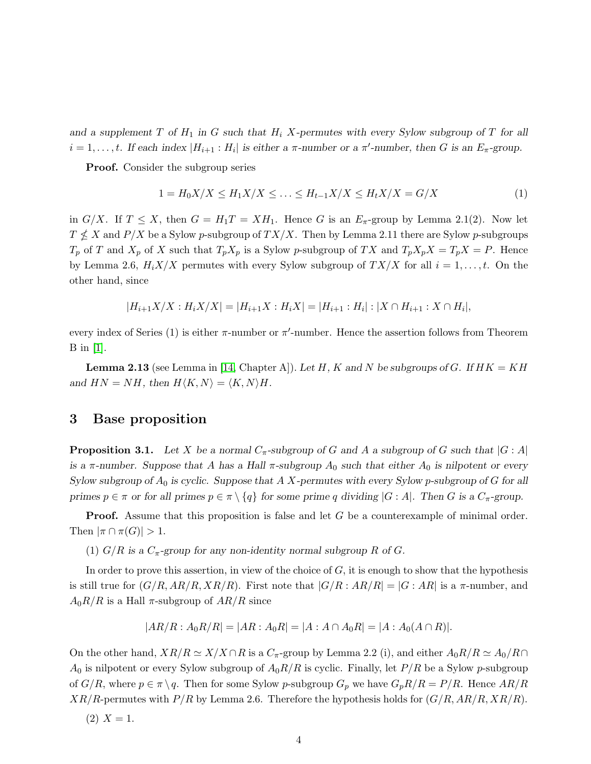*and a supplement $T$ of $H_1$ in $G$ such that $H_i$ $X$-permutes with every Sylow subgroup of $T$ for all $i = 1, \ldots, t$. If each index $|H_{i+1} : H_i|$ is either a $\pi$-number or a $\pi'$-number, then $G$ is an $E_\pi$-group.*

**Proof.** Consider the subgroup series

$$1 = H_0X/X \leq H_1X/X \leq \ldots \leq H_{t-1}X/X \leq H_tX/X = G/X \tag{1}$$

in $G/X$. If $T \leq X$, then $G = H_1T = XH_1$. Hence $G$ is an $E_\pi$-group by Lemma 2.1(2). Now let $T \nleq X$ and $P/X$ be a Sylow $p$-subgroup of $TX/X$. Then by Lemma 2.11 there are Sylow $p$-subgroups $T_p$ of $T$ and $X_p$ of $X$ such that $T_pX_p$ is a Sylow $p$-subgroup of $TX$ and $T_pX_pX = T_pX = P$. Hence by Lemma 2.6, $H_iX/X$ permutes with every Sylow subgroup of $TX/X$ for all $i = 1, \ldots, t$. On the other hand, since

$$|H_{i+1}X/X : H_iX/X| = |H_{i+1}X : H_iX| = |H_{i+1} : H_i| : |X \cap H_{i+1} : X \cap H_i|,$$

every index of Series (1) is either $\pi$-number or $\pi'$-number. Hence the assertion follows from Theorem B in [1].

**Lemma 2.13** (see Lemma in [14, Chapter A]). *Let $H$, $K$ and $N$ be subgroups of $G$. If $HK = KH$ and $HN = NH$, then $H\langle K, N\rangle = \langle K, N\rangle H$.*

# 3 Base proposition

**Proposition 3.1.** *Let $X$ be a normal $C_\pi$-subgroup of $G$ and $A$ a subgroup of $G$ such that $|G : A|$ is a $\pi$-number. Suppose that $A$ has a Hall $\pi$-subgroup $A_0$ such that either $A_0$ is nilpotent or every Sylow subgroup of $A_0$ is cyclic. Suppose that $A$ $X$-permutes with every Sylow $p$-subgroup of $G$ for all primes $p \in \pi$ or for all primes $p \in \pi \setminus \{q\}$ for some prime $q$ dividing $|G : A|$. Then $G$ is a $C_\pi$-group.*

**Proof.** Assume that this proposition is false and let $G$ be a counterexample of minimal order. Then $|\pi \cap \pi(G)| > 1$.

(1) *$G/R$ is a $C_\pi$-group for any non-identity normal subgroup $R$ of $G$.*

In order to prove this assertion, in view of the choice of $G$, it is enough to show that the hypothesis is still true for $(G/R, AR/R, XR/R)$. First note that $|G/R : AR/R| = |G : AR|$ is a $\pi$-number, and $A_0R/R$ is a Hall $\pi$-subgroup of $AR/R$ since

$$|AR/R : A_0R/R| = |AR : A_0R| = |A : A \cap A_0R| = |A : A_0(A \cap R)|.$$

On the other hand, $XR/R \simeq X/X \cap R$ is a $C_\pi$-group by Lemma 2.2 (i), and either $A_0R/R \simeq A_0/R \cap A_0$ is nilpotent or every Sylow subgroup of $A_0R/R$ is cyclic. Finally, let $P/R$ be a Sylow $p$-subgroup of $G/R$, where $p \in \pi \setminus q$. Then for some Sylow $p$-subgroup $G_p$ we have $G_pR/R = P/R$. Hence $AR/R$ $XR/R$-permutes with $P/R$ by Lemma 2.6. Therefore the hypothesis holds for $(G/R, AR/R, XR/R)$.

(2) $X = 1$.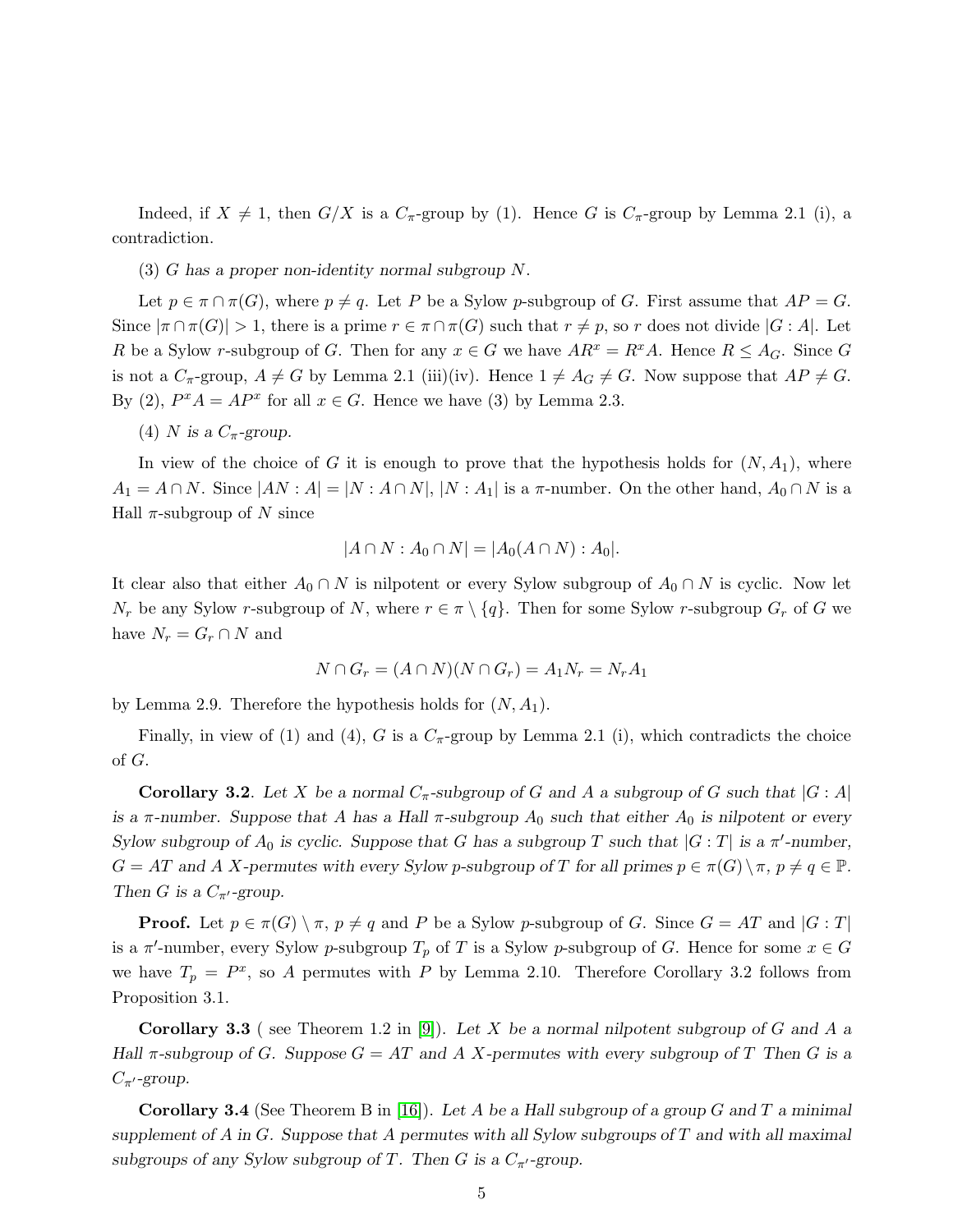Indeed, if $X \neq 1$, then $G/X$ is a $C_\pi$-group by (1). Hence $G$ is $C_\pi$-group by Lemma 2.1 (i), a contradiction.

(3) *$G$ has a proper non-identity normal subgroup $N$.*

Let $p \in \pi \cap \pi(G)$, where $p \neq q$. Let $P$ be a Sylow $p$-subgroup of $G$. First assume that $AP = G$. Since $|\pi \cap \pi(G)| > 1$, there is a prime $r \in \pi \cap \pi(G)$ such that $r \neq p$, so $r$ does not divide $|G : A|$. Let $R$ be a Sylow $r$-subgroup of $G$. Then for any $x \in G$ we have $AR^x = R^x A$. Hence $R \leq A_G$. Since $G$ is not a $C_\pi$-group, $A \neq G$ by Lemma 2.1 (iii)(iv). Hence $1 \neq A_G \neq G$. Now suppose that $AP \neq G$. By (2), $P^x A = AP^x$ for all $x \in G$. Hence we have (3) by Lemma 2.3.

(4) *$N$ is a $C_\pi$-group.*

In view of the choice of $G$ it is enough to prove that the hypothesis holds for $(N, A_1)$, where $A_1 = A \cap N$. Since $|AN : A| = |N : A \cap N|$, $|N : A_1|$ is a $\pi$-number. On the other hand, $A_0 \cap N$ is a Hall $\pi$-subgroup of $N$ since

$$|A \cap N : A_0 \cap N| = |A_0(A \cap N) : A_0|.$$

It clear also that either $A_0 \cap N$ is nilpotent or every Sylow subgroup of $A_0 \cap N$ is cyclic. Now let $N_r$ be any Sylow $r$-subgroup of $N$, where $r \in \pi \setminus \{q\}$. Then for some Sylow $r$-subgroup $G_r$ of $G$ we have $N_r = G_r \cap N$ and

$$N \cap G_r = (A \cap N)(N \cap G_r) = A_1 N_r = N_r A_1$$

by Lemma 2.9. Therefore the hypothesis holds for $(N, A_1)$.

Finally, in view of (1) and (4), $G$ is a $C_\pi$-group by Lemma 2.1 (i), which contradicts the choice of $G$.

**Corollary 3.2**. *Let $X$ be a normal $C_\pi$-subgroup of $G$ and $A$ a subgroup of $G$ such that $|G : A|$ is a $\pi$-number. Suppose that $A$ has a Hall $\pi$-subgroup $A_0$ such that either $A_0$ is nilpotent or every Sylow subgroup of $A_0$ is cyclic. Suppose that $G$ has a subgroup $T$ such that $|G : T|$ is a $\pi'$-number, $G = AT$ and $A$ $X$-permutes with every Sylow $p$-subgroup of $T$ for all primes $p \in \pi(G) \setminus \pi$, $p \neq q \in \mathbb{P}$. Then $G$ is a $C_{\pi'}$-group.*

**Proof.** Let $p \in \pi(G) \setminus \pi$, $p \neq q$ and $P$ be a Sylow $p$-subgroup of $G$. Since $G = AT$ and $|G : T|$ is a $\pi'$-number, every Sylow $p$-subgroup $T_p$ of $T$ is a Sylow $p$-subgroup of $G$. Hence for some $x \in G$ we have $T_p = P^x$, so $A$ permutes with $P$ by Lemma 2.10. Therefore Corollary 3.2 follows from Proposition 3.1.

**Corollary 3.3** ( see Theorem 1.2 in [9]). *Let $X$ be a normal nilpotent subgroup of $G$ and $A$ a Hall $\pi$-subgroup of $G$. Suppose $G = AT$ and $A$ $X$-permutes with every subgroup of $T$ Then $G$ is a $C_{\pi'}$-group.*

**Corollary 3.4** (See Theorem B in [16]). *Let $A$ be a Hall subgroup of a group $G$ and $T$ a minimal supplement of $A$ in $G$. Suppose that $A$ permutes with all Sylow subgroups of $T$ and with all maximal subgroups of any Sylow subgroup of $T$. Then $G$ is a $C_{\pi'}$-group.*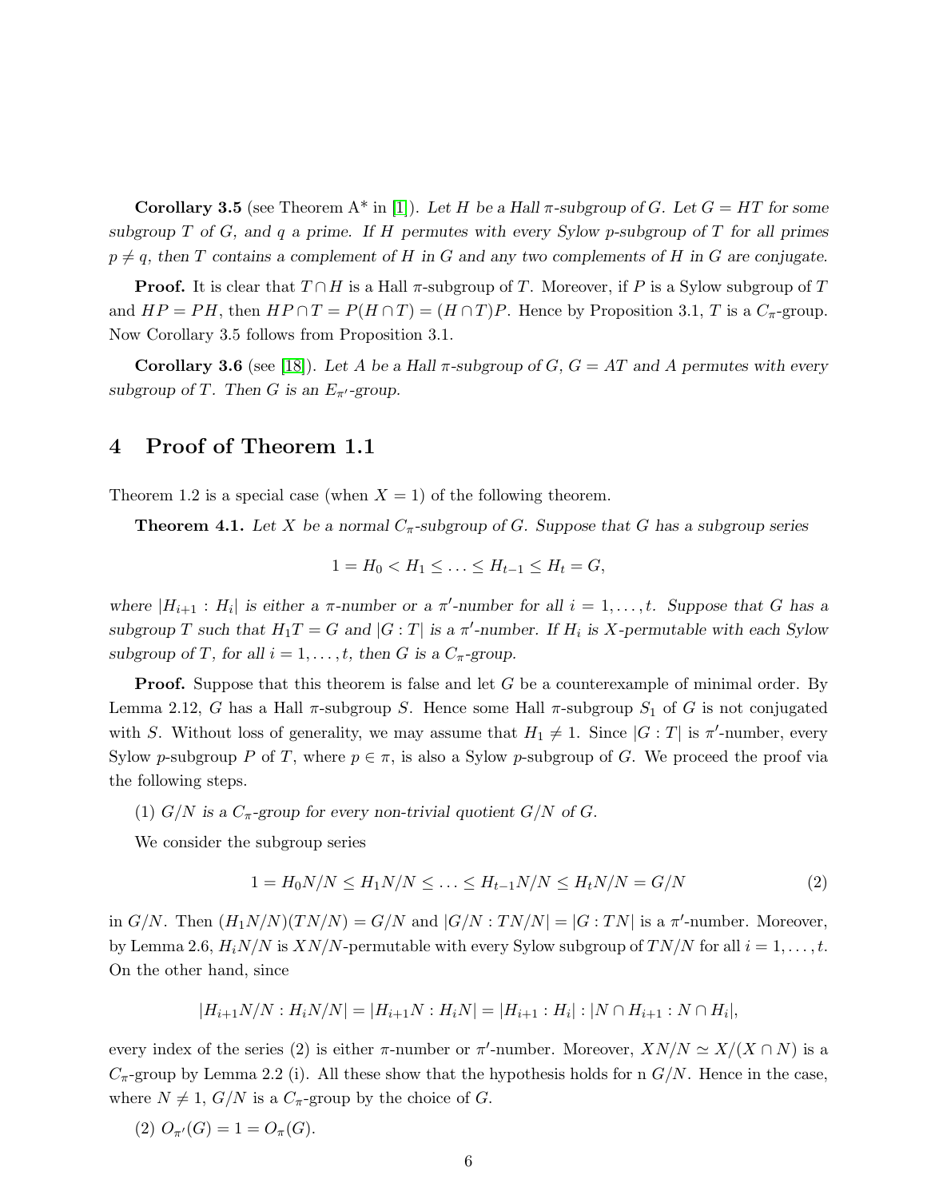**Corollary 3.5** (see Theorem A* in [1]). *Let $H$ be a Hall $\pi$-subgroup of $G$. Let $G = HT$ for some subgroup $T$ of $G$, and $q$ a prime. If $H$ permutes with every Sylow $p$-subgroup of $T$ for all primes $p \neq q$, then $T$ contains a complement of $H$ in $G$ and any two complements of $H$ in $G$ are conjugate.*

**Proof.** It is clear that $T \cap H$ is a Hall $\pi$-subgroup of $T$. Moreover, if $P$ is a Sylow subgroup of $T$ and $HP = PH$, then $HP \cap T = P(H \cap T) = (H \cap T)P$. Hence by Proposition 3.1, $T$ is a $C_\pi$-group. Now Corollary 3.5 follows from Proposition 3.1.

**Corollary 3.6** (see [18]). *Let $A$ be a Hall $\pi$-subgroup of $G$, $G = AT$ and $A$ permutes with every subgroup of $T$. Then $G$ is an $E_{\pi'}$-group.*

## 4 Proof of Theorem 1.1

Theorem 1.2 is a special case (when $X = 1$) of the following theorem.

**Theorem 4.1.** *Let $X$ be a normal $C_\pi$-subgroup of $G$. Suppose that $G$ has a subgroup series*

$$1 = H_0 < H_1 \leq \ldots \leq H_{t-1} \leq H_t = G,$$

*where $|H_{i+1} : H_i|$ is either a $\pi$-number or a $\pi'$-number for all $i = 1, \ldots, t$. Suppose that $G$ has a subgroup $T$ such that $H_1T = G$ and $|G : T|$ is a $\pi'$-number. If $H_i$ is $X$-permutable with each Sylow subgroup of $T$, for all $i = 1, \ldots, t$, then $G$ is a $C_\pi$-group.*

**Proof.** Suppose that this theorem is false and let $G$ be a counterexample of minimal order. By Lemma 2.12, $G$ has a Hall $\pi$-subgroup $S$. Hence some Hall $\pi$-subgroup $S_1$ of $G$ is not conjugated with $S$. Without loss of generality, we may assume that $H_1 \neq 1$. Since $|G : T|$ is $\pi'$-number, every Sylow $p$-subgroup $P$ of $T$, where $p \in \pi$, is also a Sylow $p$-subgroup of $G$. We proceed the proof via the following steps.

(1) *$G/N$ is a $C_\pi$-group for every non-trivial quotient $G/N$ of $G$.*

We consider the subgroup series

$$1 = H_0N/N \leq H_1N/N \leq \ldots \leq H_{t-1}N/N \leq H_tN/N = G/N \tag{2}$$

in $G/N$. Then $(H_1N/N)(TN/N) = G/N$ and $|G/N : TN/N| = |G : TN|$ is a $\pi'$-number. Moreover, by Lemma 2.6, $H_iN/N$ is $XN/N$-permutable with every Sylow subgroup of $TN/N$ for all $i = 1, \ldots, t$. On the other hand, since

$$|H_{i+1}N/N : H_iN/N| = |H_{i+1}N : H_iN| = |H_{i+1} : H_i| : |N \cap H_{i+1} : N \cap H_i|,$$

every index of the series (2) is either $\pi$-number or $\pi'$-number. Moreover, $XN/N \simeq X/(X \cap N)$ is a $C_\pi$-group by Lemma 2.2 (i). All these show that the hypothesis holds for n $G/N$. Hence in the case, where $N \neq 1$, $G/N$ is a $C_\pi$-group by the choice of $G$.

(2) $O_{\pi'}(G) = 1 = O_\pi(G)$.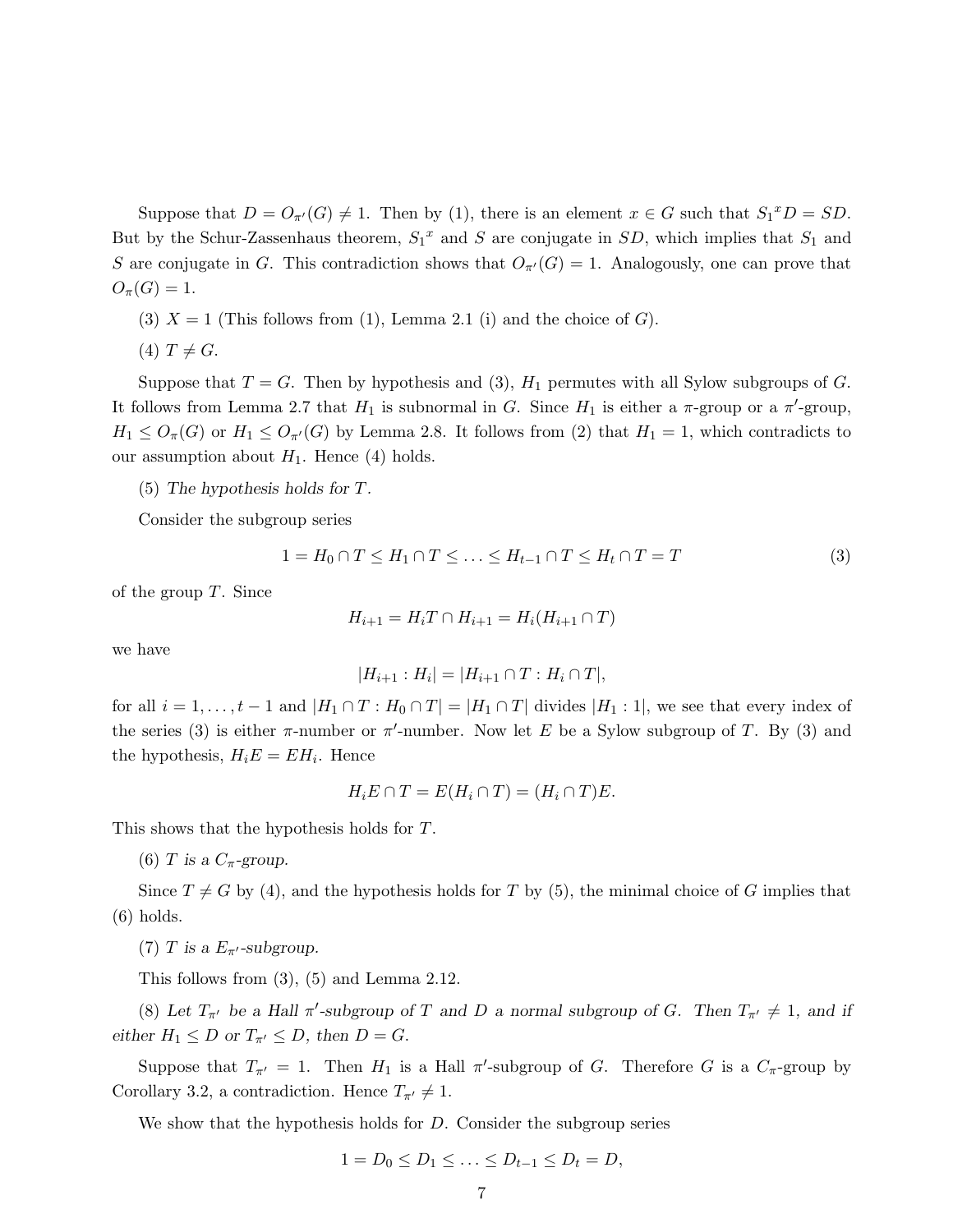Suppose that $D = O_{\pi'}(G) \neq 1$. Then by (1), there is an element $x \in G$ such that ${S_1}^x D = SD$. But by the Schur-Zassenhaus theorem, ${S_1}^x$ and $S$ are conjugate in $SD$, which implies that $S_1$ and $S$ are conjugate in $G$. This contradiction shows that $O_{\pi'}(G) = 1$. Analogously, one can prove that $O_{\pi}(G) = 1$.

(3) $X = 1$ (This follows from (1), Lemma 2.1 (i) and the choice of $G$).

(4) $T \neq G$.

Suppose that $T = G$. Then by hypothesis and (3), $H_1$ permutes with all Sylow subgroups of $G$. It follows from Lemma 2.7 that $H_1$ is subnormal in $G$. Since $H_1$ is either a $\pi$-group or a $\pi'$-group, $H_1 \leq O_{\pi}(G)$ or $H_1 \leq O_{\pi'}(G)$ by Lemma 2.8. It follows from (2) that $H_1 = 1$, which contradicts to our assumption about $H_1$. Hence (4) holds.

(5) *The hypothesis holds for* $T$.

Consider the subgroup series

$$1 = H_0 \cap T \leq H_1 \cap T \leq \ldots \leq H_{t-1} \cap T \leq H_t \cap T = T \tag{3}$$

of the group $T$. Since

$$H_{i+1} = H_i T \cap H_{i+1} = H_i(H_{i+1} \cap T)$$

we have

$$|H_{i+1} : H_i| = |H_{i+1} \cap T : H_i \cap T|,$$

for all $i = 1, \ldots, t-1$ and $|H_1 \cap T : H_0 \cap T| = |H_1 \cap T|$ divides $|H_1 : 1|$, we see that every index of the series (3) is either $\pi$-number or $\pi'$-number. Now let $E$ be a Sylow subgroup of $T$. By (3) and the hypothesis, $H_i E = E H_i$. Hence

$$H_i E \cap T = E(H_i \cap T) = (H_i \cap T)E.$$

This shows that the hypothesis holds for $T$.

(6) *$T$ is a $C_{\pi}$-group.*

Since $T \neq G$ by (4), and the hypothesis holds for $T$ by (5), the minimal choice of $G$ implies that (6) holds.

(7) *$T$ is a $E_{\pi'}$-subgroup.*

This follows from (3), (5) and Lemma 2.12.

(8) *Let $T_{\pi'}$ be a Hall $\pi'$-subgroup of $T$ and $D$ a normal subgroup of $G$. Then $T_{\pi'} \neq 1$, and if either $H_1 \leq D$ or $T_{\pi'} \leq D$, then $D = G$.*

Suppose that $T_{\pi'} = 1$. Then $H_1$ is a Hall $\pi'$-subgroup of $G$. Therefore $G$ is a $C_{\pi}$-group by Corollary 3.2, a contradiction. Hence $T_{\pi'} \neq 1$.

We show that the hypothesis holds for $D$. Consider the subgroup series

$$1 = D_0 \leq D_1 \leq \ldots \leq D_{t-1} \leq D_t = D,$$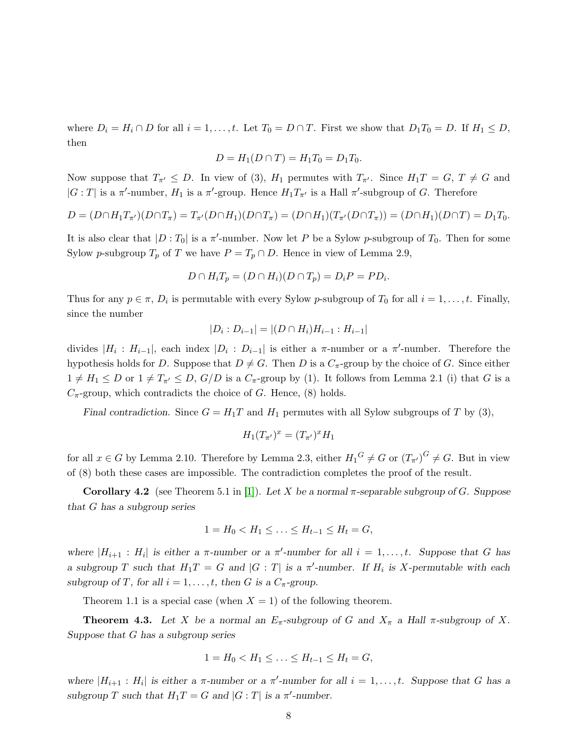where $D_i = H_i \cap D$ for all $i = 1, \ldots, t$. Let $T_0 = D \cap T$. First we show that $D_1 T_0 = D$. If $H_1 \leq D$, then

$$D = H_1(D \cap T) = H_1 T_0 = D_1 T_0.$$

Now suppose that $T_{\pi'} \leq D$. In view of (3), $H_1$ permutes with $T_{\pi'}$. Since $H_1 T = G$, $T \neq G$ and $|G : T|$ is a $\pi'$-number, $H_1$ is a $\pi'$-group. Hence $H_1 T_{\pi'}$ is a Hall $\pi'$-subgroup of $G$. Therefore

$$D = (D \cap H_1 T_{\pi'})(D \cap T_\pi) = T_{\pi'}(D \cap H_1)(D \cap T_\pi) = (D \cap H_1)(T_{\pi'}(D \cap T_\pi)) = (D \cap H_1)(D \cap T) = D_1 T_0.$$

It is also clear that $|D : T_0|$ is a $\pi'$-number. Now let $P$ be a Sylow $p$-subgroup of $T_0$. Then for some Sylow $p$-subgroup $T_p$ of $T$ we have $P = T_p \cap D$. Hence in view of Lemma 2.9,

$$D \cap H_i T_p = (D \cap H_i)(D \cap T_p) = D_i P = P D_i.$$

Thus for any $p \in \pi$, $D_i$ is permutable with every Sylow $p$-subgroup of $T_0$ for all $i = 1, \ldots, t$. Finally, since the number

$$|D_i : D_{i-1}| = |(D \cap H_i) H_{i-1} : H_{i-1}|$$

divides $|H_i : H_{i-1}|$, each index $|D_i : D_{i-1}|$ is either a $\pi$-number or a $\pi'$-number. Therefore the hypothesis holds for $D$. Suppose that $D \neq G$. Then $D$ is a $C_\pi$-group by the choice of $G$. Since either $1 \neq H_1 \leq D$ or $1 \neq T_{\pi'} \leq D$, $G/D$ is a $C_\pi$-group by (1). It follows from Lemma 2.1 (i) that $G$ is a $C_\pi$-group, which contradicts the choice of $G$. Hence, (8) holds.

*Final contradiction.* Since $G = H_1 T$ and $H_1$ permutes with all Sylow subgroups of $T$ by (3),

$$H_1 (T_{\pi'})^x = (T_{\pi'})^x H_1$$

for all $x \in G$ by Lemma 2.10. Therefore by Lemma 2.3, either ${H_1}^G \neq G$ or $(T_{\pi'})^G \neq G$. But in view of (8) both these cases are impossible. The contradiction completes the proof of the result.

**Corollary 4.2** (see Theorem 5.1 in [1]). *Let $X$ be a normal $\pi$-separable subgroup of $G$. Suppose that $G$ has a subgroup series*

$$1 = H_0 < H_1 \leq \ldots \leq H_{t-1} \leq H_t = G,$$

*where $|H_{i+1} : H_i|$ is either a $\pi$-number or a $\pi'$-number for all $i = 1, \ldots, t$. Suppose that $G$ has a subgroup $T$ such that $H_1 T = G$ and $|G : T|$ is a $\pi'$-number. If $H_i$ is $X$-permutable with each subgroup of $T$, for all $i = 1, \ldots, t$, then $G$ is a $C_\pi$-group.*

Theorem 1.1 is a special case (when $X = 1$) of the following theorem.

**Theorem 4.3.** *Let $X$ be a normal an $E_\pi$-subgroup of $G$ and $X_\pi$ a Hall $\pi$-subgroup of $X$. Suppose that $G$ has a subgroup series*

$$1 = H_0 < H_1 \leq \ldots \leq H_{t-1} \leq H_t = G,$$

*where $|H_{i+1} : H_i|$ is either a $\pi$-number or a $\pi'$-number for all $i = 1, \ldots, t$. Suppose that $G$ has a subgroup $T$ such that $H_1 T = G$ and $|G : T|$ is a $\pi'$-number.*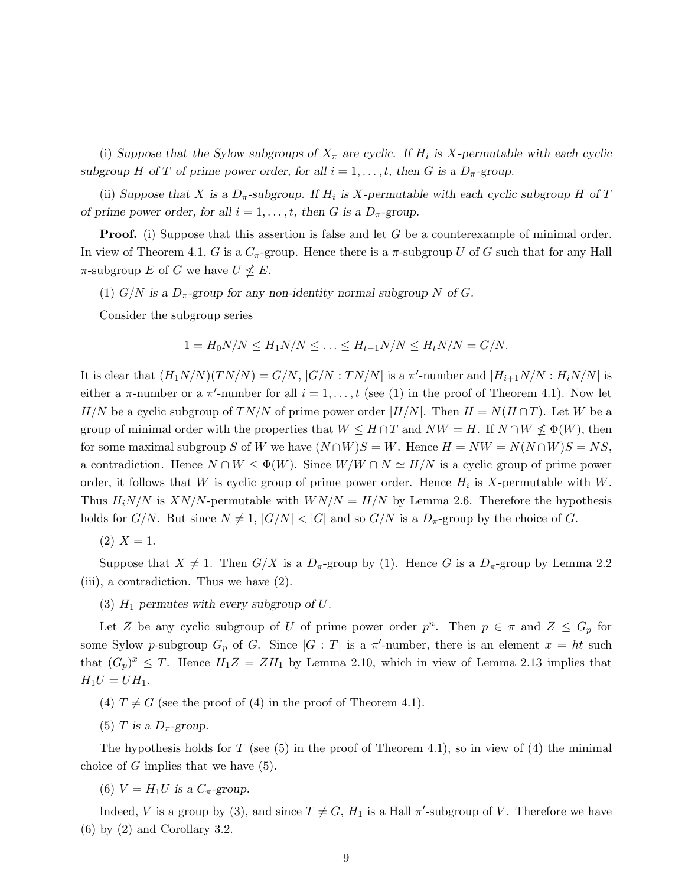(i) *Suppose that the Sylow subgroups of $X_\pi$ are cyclic. If $H_i$ is $X$-permutable with each cyclic subgroup $H$ of $T$ of prime power order, for all $i = 1, \ldots, t$, then $G$ is a $D_\pi$-group.*

(ii) *Suppose that $X$ is a $D_\pi$-subgroup. If $H_i$ is $X$-permutable with each cyclic subgroup $H$ of $T$ of prime power order, for all $i = 1, \ldots, t$, then $G$ is a $D_\pi$-group.*

**Proof.** (i) Suppose that this assertion is false and let $G$ be a counterexample of minimal order. In view of Theorem 4.1, $G$ is a $C_\pi$-group. Hence there is a $\pi$-subgroup $U$ of $G$ such that for any Hall $\pi$-subgroup $E$ of $G$ we have $U \nleq E$.

(1) *$G/N$ is a $D_\pi$-group for any non-identity normal subgroup $N$ of $G$.*

Consider the subgroup series

$$1 = H_0N/N \leq H_1N/N \leq \ldots \leq H_{t-1}N/N \leq H_tN/N = G/N.$$

It is clear that $(H_1N/N)(TN/N) = G/N$, $|G/N : TN/N|$ is a $\pi'$-number and $|H_{i+1}N/N : H_iN/N|$ is either a $\pi$-number or a $\pi'$-number for all $i = 1, \ldots, t$ (see (1) in the proof of Theorem 4.1). Now let $H/N$ be a cyclic subgroup of $TN/N$ of prime power order $|H/N|$. Then $H = N(H \cap T)$. Let $W$ be a group of minimal order with the properties that $W \leq H \cap T$ and $NW = H$. If $N \cap W \nleq \Phi(W)$, then for some maximal subgroup $S$ of $W$ we have $(N \cap W)S = W$. Hence $H = NW = N(N \cap W)S = NS$, a contradiction. Hence $N \cap W \leq \Phi(W)$. Since $W/W \cap N \simeq H/N$ is a cyclic group of prime power order, it follows that $W$ is cyclic group of prime power order. Hence $H_i$ is $X$-permutable with $W$. Thus $H_iN/N$ is $XN/N$-permutable with $WN/N = H/N$ by Lemma 2.6. Therefore the hypothesis holds for $G/N$. But since $N \neq 1$, $|G/N| < |G|$ and so $G/N$ is a $D_\pi$-group by the choice of $G$.

(2) $X = 1$.

Suppose that $X \neq 1$. Then $G/X$ is a $D_\pi$-group by (1). Hence $G$ is a $D_\pi$-group by Lemma 2.2 (iii), a contradiction. Thus we have (2).

(3) *$H_1$ permutes with every subgroup of $U$.*

Let $Z$ be any cyclic subgroup of $U$ of prime power order $p^n$. Then $p \in \pi$ and $Z \leq G_p$ for some Sylow $p$-subgroup $G_p$ of $G$. Since $|G : T|$ is a $\pi'$-number, there is an element $x = ht$ such that $(G_p)^x \leq T$. Hence $H_1Z = ZH_1$ by Lemma 2.10, which in view of Lemma 2.13 implies that $H_1U = UH_1$.

(4) $T \neq G$ (see the proof of (4) in the proof of Theorem 4.1).

(5) *$T$ is a $D_\pi$-group.*

The hypothesis holds for $T$ (see (5) in the proof of Theorem 4.1), so in view of (4) the minimal choice of $G$ implies that we have (5).

(6) *$V = H_1U$ is a $C_\pi$-group.*

Indeed, $V$ is a group by (3), and since $T \neq G$, $H_1$ is a Hall $\pi'$-subgroup of $V$. Therefore we have (6) by (2) and Corollary 3.2.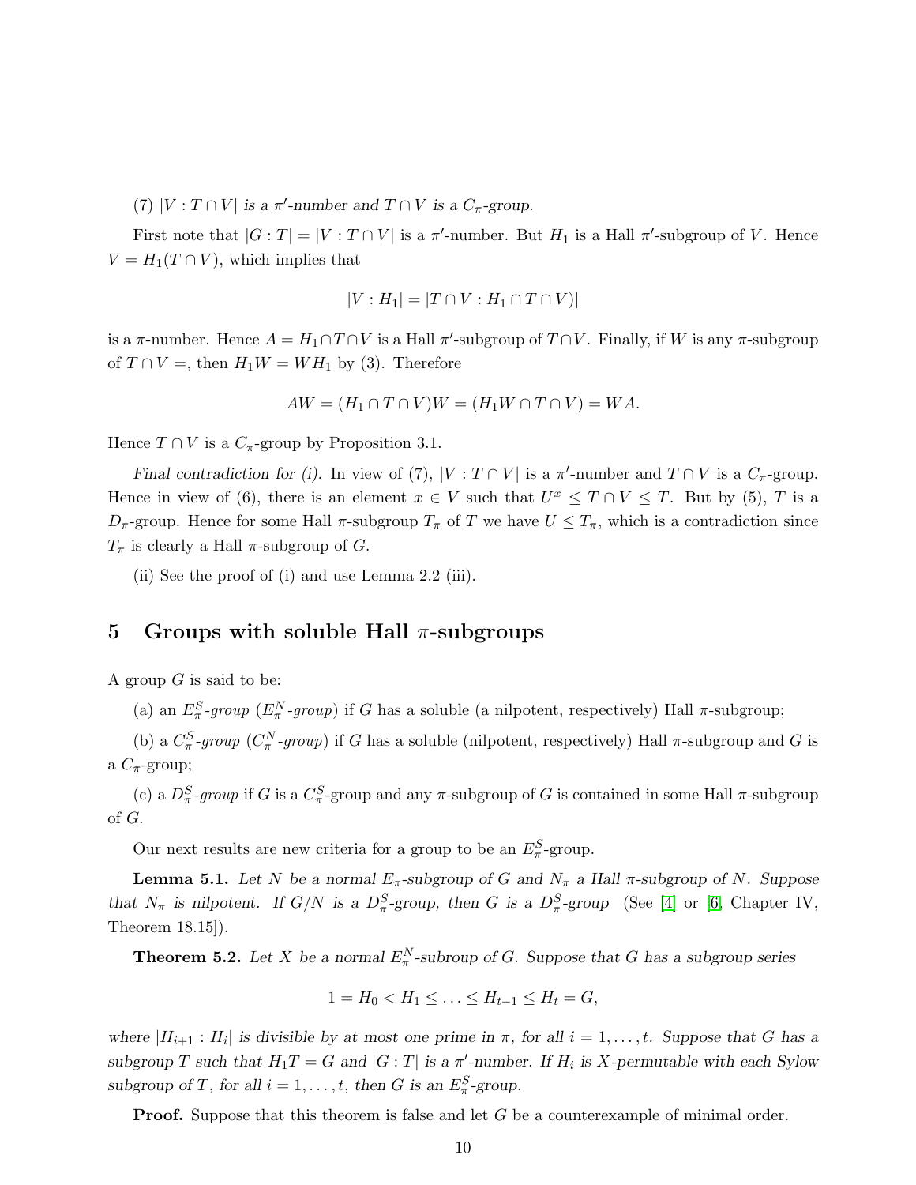(7) *$|V : T \cap V|$ is a $\pi'$-number and $T \cap V$ is a $C_\pi$-group.*

First note that $|G : T| = |V : T \cap V|$ is a $\pi'$-number. But $H_1$ is a Hall $\pi'$-subgroup of $V$. Hence $V = H_1(T \cap V)$, which implies that

$$|V : H_1| = |T \cap V : H_1 \cap T \cap V)|$$

is a $\pi$-number. Hence $A = H_1 \cap T \cap V$ is a Hall $\pi'$-subgroup of $T \cap V$. Finally, if $W$ is any $\pi$-subgroup of $T \cap V =$, then $H_1 W = W H_1$ by (3). Therefore

$$AW = (H_1 \cap T \cap V)W = (H_1 W \cap T \cap V) = WA.$$

Hence $T \cap V$ is a $C_\pi$-group by Proposition 3.1.

*Final contradiction for (i).* In view of (7), $|V : T \cap V|$ is a $\pi'$-number and $T \cap V$ is a $C_\pi$-group. Hence in view of (6), there is an element $x \in V$ such that $U^x \leq T \cap V \leq T$. But by (5), $T$ is a $D_\pi$-group. Hence for some Hall $\pi$-subgroup $T_\pi$ of $T$ we have $U \leq T_\pi$, which is a contradiction since $T_\pi$ is clearly a Hall $\pi$-subgroup of $G$.

(ii) See the proof of (i) and use Lemma 2.2 (iii).

## 5 Groups with soluble Hall $\pi$-subgroups

A group $G$ is said to be:

(a) an *$E_\pi^S$-group* (*$E_\pi^N$-group*) if $G$ has a soluble (a nilpotent, respectively) Hall $\pi$-subgroup;

(b) a *$C_\pi^S$-group* (*$C_\pi^N$-group*) if $G$ has a soluble (nilpotent, respectively) Hall $\pi$-subgroup and $G$ is a $C_\pi$-group;

(c) a *$D_\pi^S$-group* if $G$ is a $C_\pi^S$-group and any $\pi$-subgroup of $G$ is contained in some Hall $\pi$-subgroup of $G$.

Our next results are new criteria for a group to be an $E_\pi^S$-group.

**Lemma 5.1.** *Let $N$ be a normal $E_\pi$-subgroup of $G$ and $N_\pi$ a Hall $\pi$-subgroup of $N$. Suppose that $N_\pi$ is nilpotent. If $G/N$ is a $D_\pi^S$-group, then $G$ is a $D_\pi^S$-group* (See [4] or [6, Chapter IV, Theorem 18.15]).

**Theorem 5.2.** *Let $X$ be a normal $E_\pi^N$-subroup of $G$. Suppose that $G$ has a subgroup series*

$$1 = H_0 < H_1 \leq \ldots \leq H_{t-1} \leq H_t = G,$$

*where $|H_{i+1} : H_i|$ is divisible by at most one prime in $\pi$, for all $i = 1, \ldots, t$. Suppose that $G$ has a subgroup $T$ such that $H_1 T = G$ and $|G : T|$ is a $\pi'$-number. If $H_i$ is $X$-permutable with each Sylow subgroup of $T$, for all $i = 1, \ldots, t$, then $G$ is an $E_\pi^S$-group.*

**Proof.** Suppose that this theorem is false and let $G$ be a counterexample of minimal order.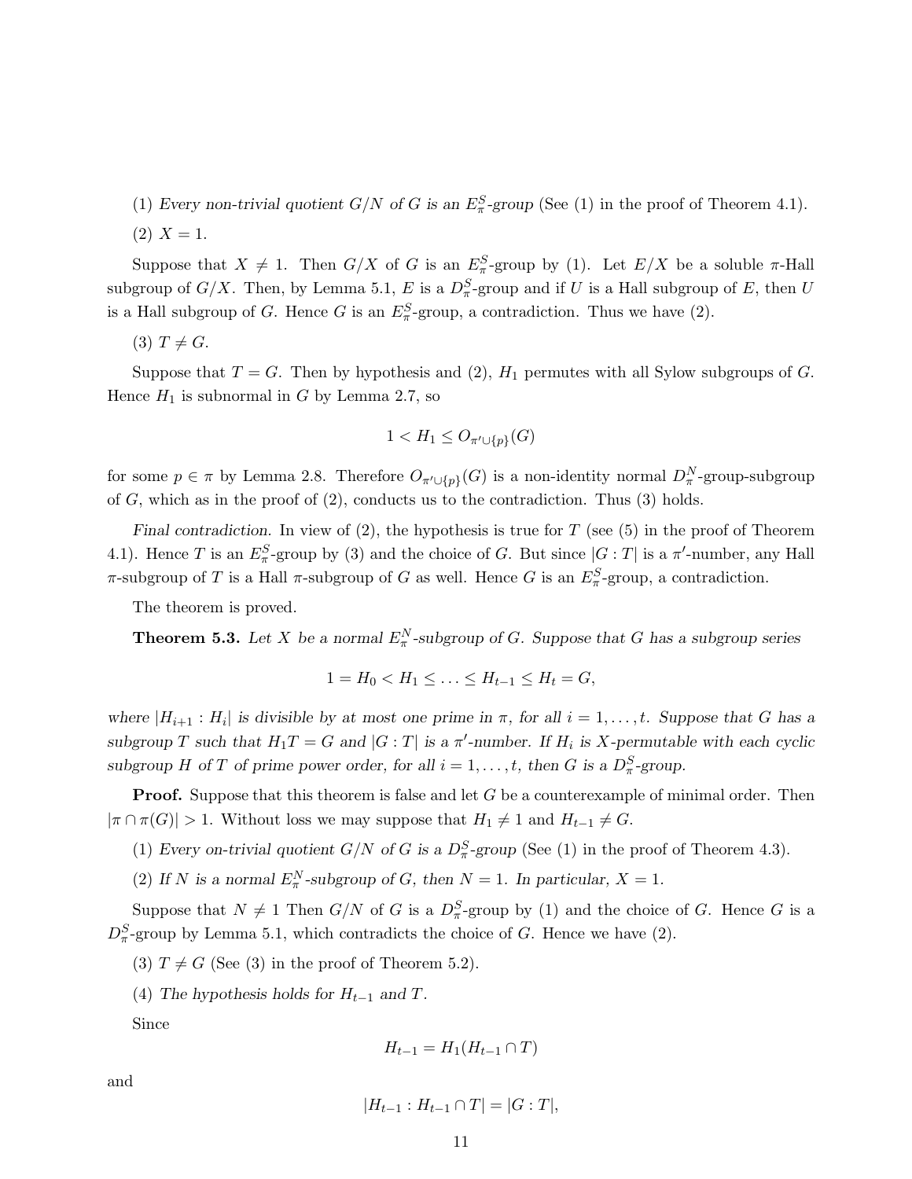(1) *Every non-trivial quotient $G/N$ of $G$ is an $E_\pi^S$-group* (See (1) in the proof of Theorem 4.1).

(2) $X = 1$.

Suppose that $X \neq 1$. Then $G/X$ of $G$ is an $E_\pi^S$-group by (1). Let $E/X$ be a soluble $\pi$-Hall subgroup of $G/X$. Then, by Lemma 5.1, $E$ is a $D_\pi^S$-group and if $U$ is a Hall subgroup of $E$, then $U$ is a Hall subgroup of $G$. Hence $G$ is an $E_\pi^S$-group, a contradiction. Thus we have (2).

(3) $T \neq G$.

Suppose that $T = G$. Then by hypothesis and (2), $H_1$ permutes with all Sylow subgroups of $G$. Hence $H_1$ is subnormal in $G$ by Lemma 2.7, so

$$1 < H_1 \leq O_{\pi' \cup \{p\}}(G)$$

for some $p \in \pi$ by Lemma 2.8. Therefore $O_{\pi' \cup \{p\}}(G)$ is a non-identity normal $D_\pi^N$-group-subgroup of $G$, which as in the proof of (2), conducts us to the contradiction. Thus (3) holds.

*Final contradiction.* In view of (2), the hypothesis is true for $T$ (see (5) in the proof of Theorem 4.1). Hence $T$ is an $E_\pi^S$-group by (3) and the choice of $G$. But since $|G : T|$ is a $\pi'$-number, any Hall $\pi$-subgroup of $T$ is a Hall $\pi$-subgroup of $G$ as well. Hence $G$ is an $E_\pi^S$-group, a contradiction.

The theorem is proved.

**Theorem 5.3.** *Let $X$ be a normal $E_\pi^N$-subgroup of $G$. Suppose that $G$ has a subgroup series*

$$1 = H_0 < H_1 \leq \ldots \leq H_{t-1} \leq H_t = G,$$

*where $|H_{i+1} : H_i|$ is divisible by at most one prime in $\pi$, for all $i = 1, \ldots, t$. Suppose that $G$ has a subgroup $T$ such that $H_1 T = G$ and $|G : T|$ is a $\pi'$-number. If $H_i$ is $X$-permutable with each cyclic subgroup $H$ of $T$ of prime power order, for all $i = 1, \ldots, t$, then $G$ is a $D_\pi^S$-group.*

**Proof.** Suppose that this theorem is false and let $G$ be a counterexample of minimal order. Then $|\pi \cap \pi(G)| > 1$. Without loss we may suppose that $H_1 \neq 1$ and $H_{t-1} \neq G$.

(1) *Every on-trivial quotient $G/N$ of $G$ is a $D_\pi^S$-group* (See (1) in the proof of Theorem 4.3).

(2) *If $N$ is a normal $E_\pi^N$-subgroup of $G$, then $N = 1$. In particular, $X = 1$.*

Suppose that $N \neq 1$ Then $G/N$ of $G$ is a $D_\pi^S$-group by (1) and the choice of $G$. Hence $G$ is a $D_\pi^S$-group by Lemma 5.1, which contradicts the choice of $G$. Hence we have (2).

(3) $T \neq G$ (See (3) in the proof of Theorem 5.2).

(4) *The hypothesis holds for $H_{t-1}$ and $T$.*

Since

$$H_{t-1} = H_1(H_{t-1} \cap T)$$

and

$$|H_{t-1} : H_{t-1} \cap T| = |G : T|,$$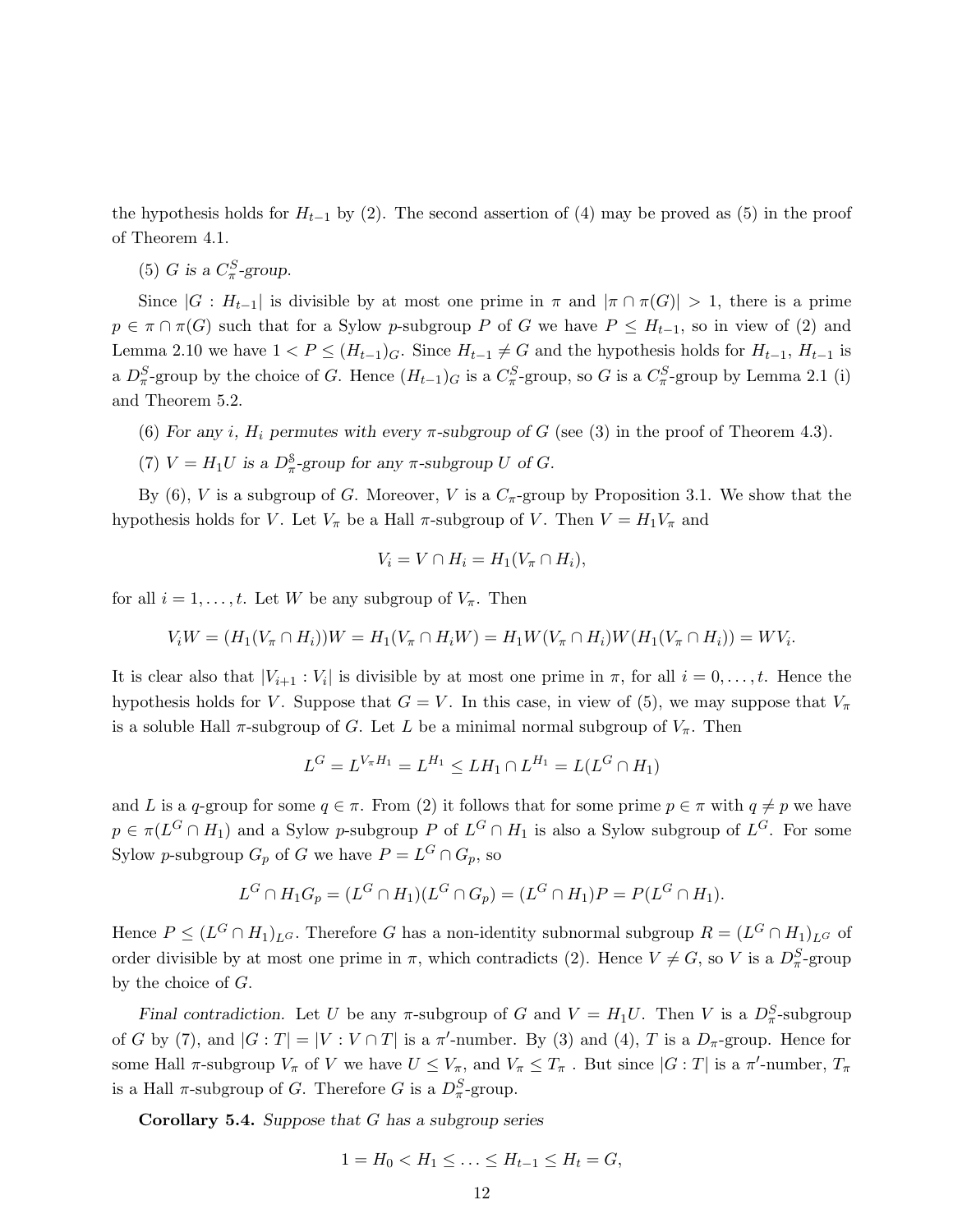the hypothesis holds for $H_{t-1}$ by (2). The second assertion of (4) may be proved as (5) in the proof of Theorem 4.1.

(5) *$G$ is a $C_\pi^S$-group.*

Since $|G : H_{t-1}|$ is divisible by at most one prime in $\pi$ and $|\pi \cap \pi(G)| > 1$, there is a prime $p \in \pi \cap \pi(G)$ such that for a Sylow $p$-subgroup $P$ of $G$ we have $P \leq H_{t-1}$, so in view of (2) and Lemma 2.10 we have $1 < P \leq (H_{t-1})_G$. Since $H_{t-1} \neq G$ and the hypothesis holds for $H_{t-1}$, $H_{t-1}$ is a $D_\pi^S$-group by the choice of $G$. Hence $(H_{t-1})_G$ is a $C_\pi^S$-group, so $G$ is a $C_\pi^S$-group by Lemma 2.1 (i) and Theorem 5.2.

(6) *For any $i$, $H_i$ permutes with every $\pi$-subgroup of $G$* (see (3) in the proof of Theorem 4.3).

(7) *$V = H_1U$ is a $D_\pi^S$-group for any $\pi$-subgroup $U$ of $G$.*

By (6), $V$ is a subgroup of $G$. Moreover, $V$ is a $C_\pi$-group by Proposition 3.1. We show that the hypothesis holds for $V$. Let $V_\pi$ be a Hall $\pi$-subgroup of $V$. Then $V = H_1V_\pi$ and

$$V_i = V \cap H_i = H_1(V_\pi \cap H_i),$$

for all $i = 1, \ldots, t$. Let $W$ be any subgroup of $V_\pi$. Then

$$V_iW = (H_1(V_\pi \cap H_i))W = H_1(V_\pi \cap H_iW) = H_1W(V_\pi \cap H_i)W(H_1(V_\pi \cap H_i)) = WV_i.$$

It is clear also that $|V_{i+1} : V_i|$ is divisible by at most one prime in $\pi$, for all $i = 0, \ldots, t$. Hence the hypothesis holds for $V$. Suppose that $G = V$. In this case, in view of (5), we may suppose that $V_\pi$ is a soluble Hall $\pi$-subgroup of $G$. Let $L$ be a minimal normal subgroup of $V_\pi$. Then

$$L^G = L^{V_\pi H_1} = L^{H_1} \leq LH_1 \cap L^{H_1} = L(L^G \cap H_1)$$

and $L$ is a $q$-group for some $q \in \pi$. From (2) it follows that for some prime $p \in \pi$ with $q \neq p$ we have $p \in \pi(L^G \cap H_1)$ and a Sylow $p$-subgroup $P$ of $L^G \cap H_1$ is also a Sylow subgroup of $L^G$. For some Sylow $p$-subgroup $G_p$ of $G$ we have $P = L^G \cap G_p$, so

$$L^G \cap H_1G_p = (L^G \cap H_1)(L^G \cap G_p) = (L^G \cap H_1)P = P(L^G \cap H_1).$$

Hence $P \leq (L^G \cap H_1)_{L^G}$. Therefore $G$ has a non-identity subnormal subgroup $R = (L^G \cap H_1)_{L^G}$ of order divisible by at most one prime in $\pi$, which contradicts (2). Hence $V \neq G$, so $V$ is a $D_\pi^S$-group by the choice of $G$.

*Final contradiction.* Let $U$ be any $\pi$-subgroup of $G$ and $V = H_1U$. Then $V$ is a $D_\pi^S$-subgroup of $G$ by (7), and $|G : T| = |V : V \cap T|$ is a $\pi'$-number. By (3) and (4), $T$ is a $D_\pi$-group. Hence for some Hall $\pi$-subgroup $V_\pi$ of $V$ we have $U \leq V_\pi$, and $V_\pi \leq T_\pi$ . But since $|G : T|$ is a $\pi'$-number, $T_\pi$ is a Hall $\pi$-subgroup of $G$. Therefore $G$ is a $D_\pi^S$-group.

**Corollary 5.4.** *Suppose that $G$ has a subgroup series*

$$1 = H_0 < H_1 \leq \ldots \leq H_{t-1} \leq H_t = G,$$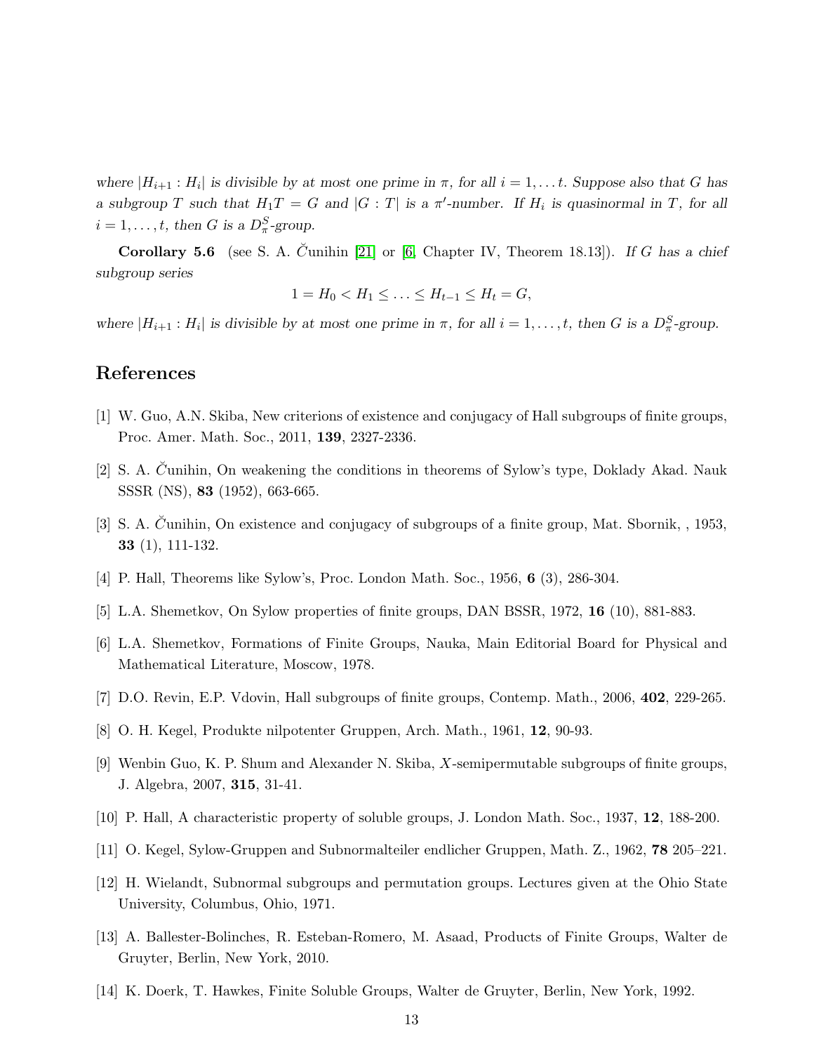*where $|H_{i+1} : H_i|$ is divisible by at most one prime in $\pi$, for all $i = 1, \dots t$. Suppose also that $G$ has a subgroup $T$ such that $H_1T = G$ and $|G : T|$ is a $\pi'$-number. If $H_i$ is quasinormal in $T$, for all $i = 1, \dots, t$, then $G$ is a $D_\pi^S$-group.*

**Corollary 5.6** (see S. A. Čunihin [21] or [6, Chapter IV, Theorem 18.13]). *If $G$ has a chief subgroup series*

$$1 = H_0 < H_1 \leq \ldots \leq H_{t-1} \leq H_t = G,$$

*where $|H_{i+1} : H_i|$ is divisible by at most one prime in $\pi$, for all $i = 1, \dots, t$, then $G$ is a $D_\pi^S$-group.*

## References

[1] W. Guo, A.N. Skiba, New criterions of existence and conjugacy of Hall subgroups of finite groups, Proc. Amer. Math. Soc., 2011, **139**, 2327-2336.

[2] S. A. Čunihin, On weakening the conditions in theorems of Sylow's type, Doklady Akad. Nauk SSSR (NS), **83** (1952), 663-665.

[3] S. A. Čunihin, On existence and conjugacy of subgroups of a finite group, Mat. Sbornik, , 1953, **33** (1), 111-132.

[4] P. Hall, Theorems like Sylow's, Proc. London Math. Soc., 1956, **6** (3), 286-304.

[5] L.A. Shemetkov, On Sylow properties of finite groups, DAN BSSR, 1972, **16** (10), 881-883.

[6] L.A. Shemetkov, Formations of Finite Groups, Nauka, Main Editorial Board for Physical and Mathematical Literature, Moscow, 1978.

[7] D.O. Revin, E.P. Vdovin, Hall subgroups of finite groups, Contemp. Math., 2006, **402**, 229-265.

[8] O. H. Kegel, Produkte nilpotenter Gruppen, Arch. Math., 1961, **12**, 90-93.

[9] Wenbin Guo, K. P. Shum and Alexander N. Skiba, $X$-semipermutable subgroups of finite groups, J. Algebra, 2007, **315**, 31-41.

[10] P. Hall, A characteristic property of soluble groups, J. London Math. Soc., 1937, **12**, 188-200.

[11] O. Kegel, Sylow-Gruppen and Subnormalteiler endlicher Gruppen, Math. Z., 1962, **78** 205–221.

[12] H. Wielandt, Subnormal subgroups and permutation groups. Lectures given at the Ohio State University, Columbus, Ohio, 1971.

[13] A. Ballester-Bolinches, R. Esteban-Romero, M. Asaad, Products of Finite Groups, Walter de Gruyter, Berlin, New York, 2010.

[14] K. Doerk, T. Hawkes, Finite Soluble Groups, Walter de Gruyter, Berlin, New York, 1992.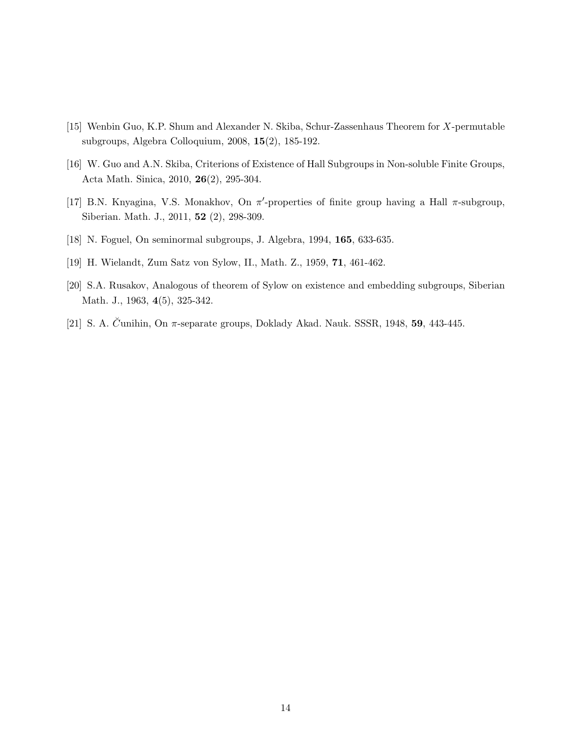[15] Wenbin Guo, K.P. Shum and Alexander N. Skiba, Schur-Zassenhaus Theorem for $X$-permutable subgroups, Algebra Colloquium, 2008, **15**(2), 185-192.

[16] W. Guo and A.N. Skiba, Criterions of Existence of Hall Subgroups in Non-soluble Finite Groups, Acta Math. Sinica, 2010, **26**(2), 295-304.

[17] B.N. Knyagina, V.S. Monakhov, On $\pi'$-properties of finite group having a Hall $\pi$-subgroup, Siberian. Math. J., 2011, **52** (2), 298-309.

[18] N. Foguel, On seminormal subgroups, J. Algebra, 1994, **165**, 633-635.

[19] H. Wielandt, Zum Satz von Sylow, II., Math. Z., 1959, **71**, 461-462.

[20] S.A. Rusakov, Analogous of theorem of Sylow on existence and embedding subgroups, Siberian Math. J., 1963, **4**(5), 325-342.

[21] S. A. Čunihin, On $\pi$-separate groups, Doklady Akad. Nauk. SSSR, 1948, **59**, 443-445.